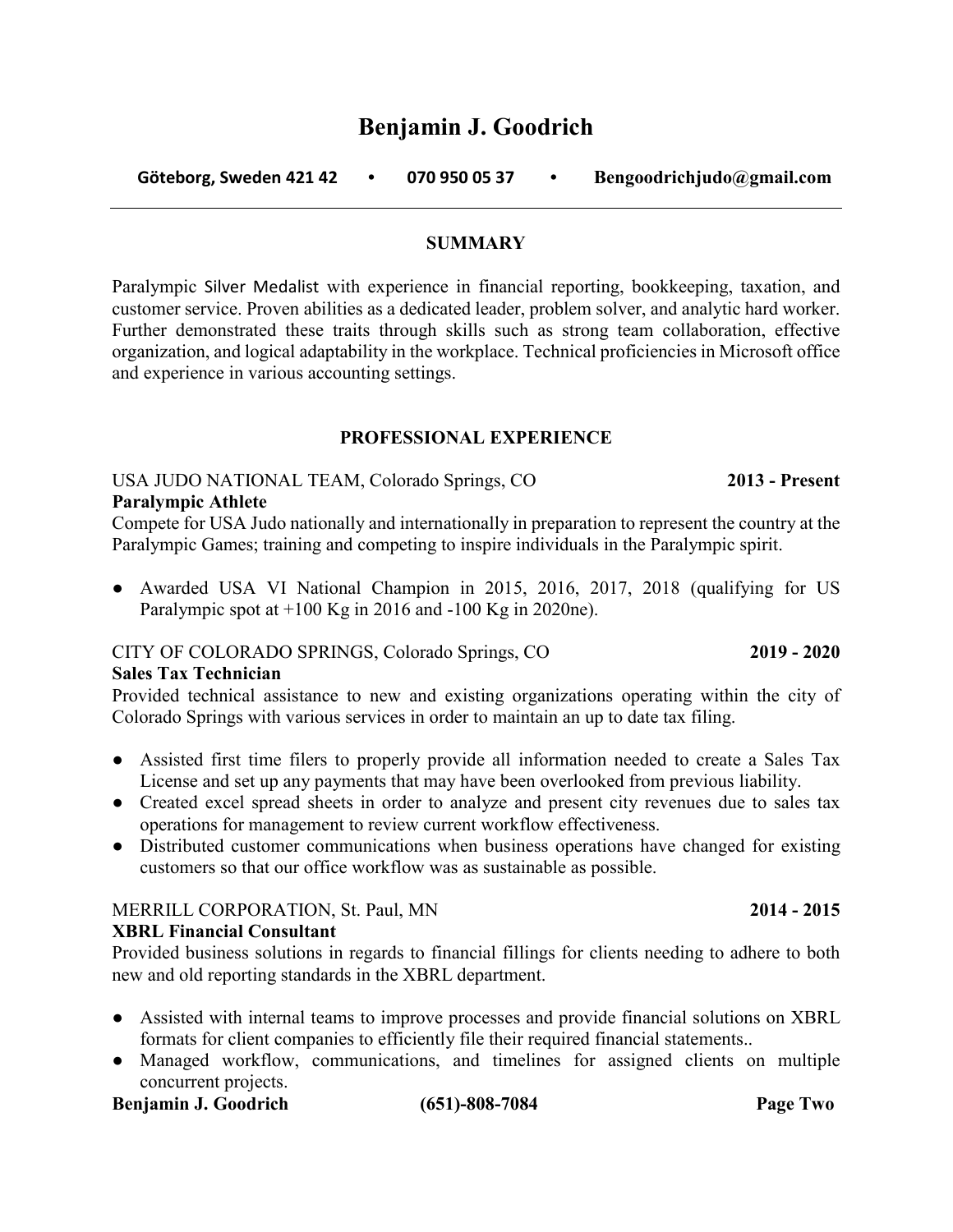# Benjamin J. Goodrich

**Göteborg, Sweden 421 42 • 070 950 05 37 • Bengoodrichjudo@gmail.com**

## SUMMARY

Paralympic Silver Medalist with experience in financial reporting, bookkeeping, taxation, and customer service. Proven abilities as a dedicated leader, problem solver, and analytic hard worker. Further demonstrated these traits through skills such as strong team collaboration, effective organization, and logical adaptability in the workplace. Technical proficiencies in Microsoft office and experience in various accounting settings.

## PROFESSIONAL EXPERIENCE

USA JUDO NATIONAL TEAM, Colorado Springs, CO **2013 - Present**
**Paralympic Athlete**
Compete for USA Judo nationally and internationally in preparation to represent the country at the Paralympic Games; training and competing to inspire individuals in the Paralympic spirit.

- Awarded USA VI National Champion in 2015, 2016, 2017, 2018 (qualifying for US Paralympic spot at +100 Kg in 2016 and -100 Kg in 2020ne).

CITY OF COLORADO SPRINGS, Colorado Springs, CO **2019 - 2020**
**Sales Tax Technician**
Provided technical assistance to new and existing organizations operating within the city of Colorado Springs with various services in order to maintain an up to date tax filing.

- Assisted first time filers to properly provide all information needed to create a Sales Tax License and set up any payments that may have been overlooked from previous liability.
- Created excel spread sheets in order to analyze and present city revenues due to sales tax operations for management to review current workflow effectiveness.
- Distributed customer communications when business operations have changed for existing customers so that our office workflow was as sustainable as possible.

MERRILL CORPORATION, St. Paul, MN **2014 - 2015**
**XBRL Financial Consultant**
Provided business solutions in regards to financial fillings for clients needing to adhere to both new and old reporting standards in the XBRL department.

- Assisted with internal teams to improve processes and provide financial solutions on XBRL formats for client companies to efficiently file their required financial statements..
- Managed workflow, communications, and timelines for assigned clients on multiple concurrent projects.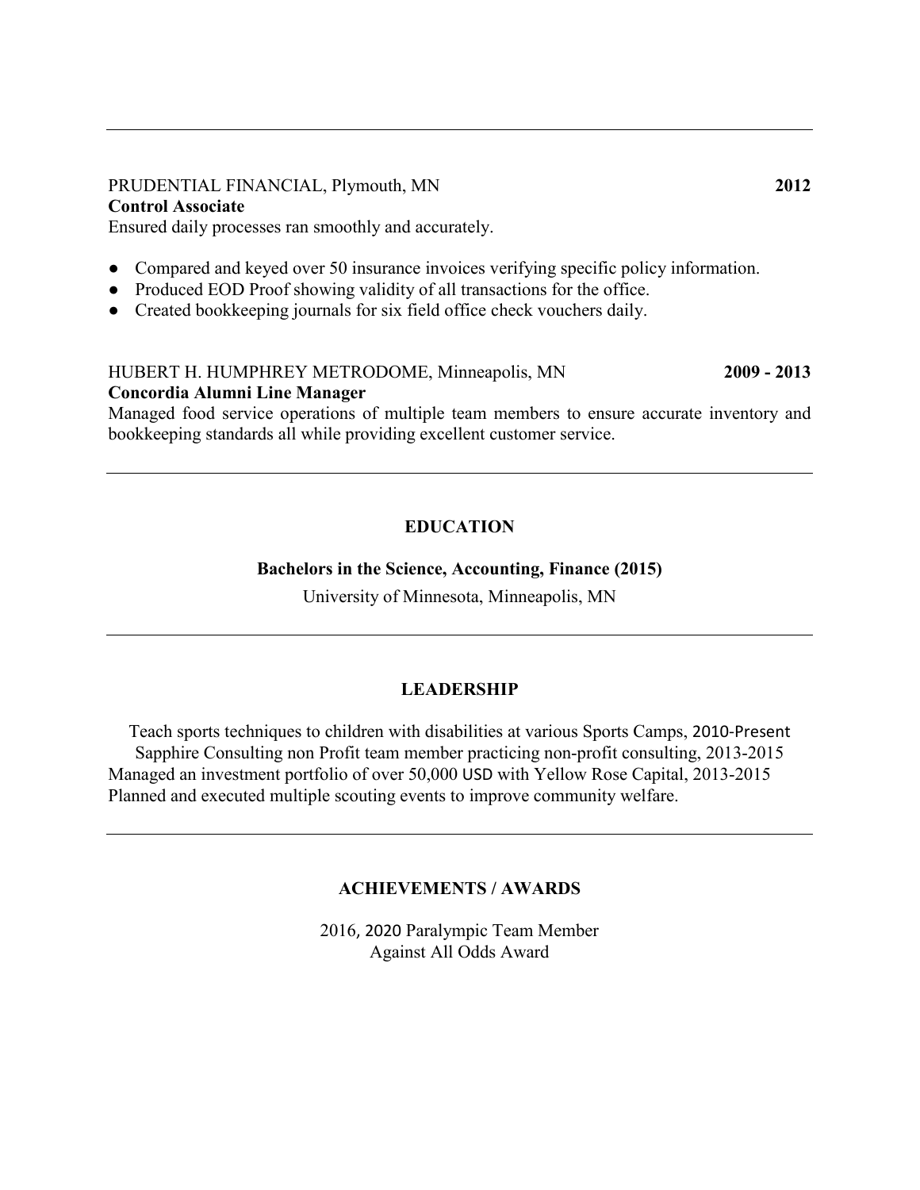---

PRUDENTIAL FINANCIAL, Plymouth, MN **2012**
**Control Associate**
Ensured daily processes ran smoothly and accurately.

- Compared and keyed over 50 insurance invoices verifying specific policy information.
- Produced EOD Proof showing validity of all transactions for the office.
- Created bookkeeping journals for six field office check vouchers daily.

HUBERT H. HUMPHREY METRODOME, Minneapolis, MN **2009 - 2013**
**Concordia Alumni Line Manager**
Managed food service operations of multiple team members to ensure accurate inventory and bookkeeping standards all while providing excellent customer service.

---

## EDUCATION

**Bachelors in the Science, Accounting, Finance (2015)**
University of Minnesota, Minneapolis, MN

---

## LEADERSHIP

Teach sports techniques to children with disabilities at various Sports Camps, 2010-Present
Sapphire Consulting non Profit team member practicing non-profit consulting, 2013-2015
Managed an investment portfolio of over 50,000 USD with Yellow Rose Capital, 2013-2015
Planned and executed multiple scouting events to improve community welfare.

---

## ACHIEVEMENTS / AWARDS

2016, 2020 Paralympic Team Member
Against All Odds Award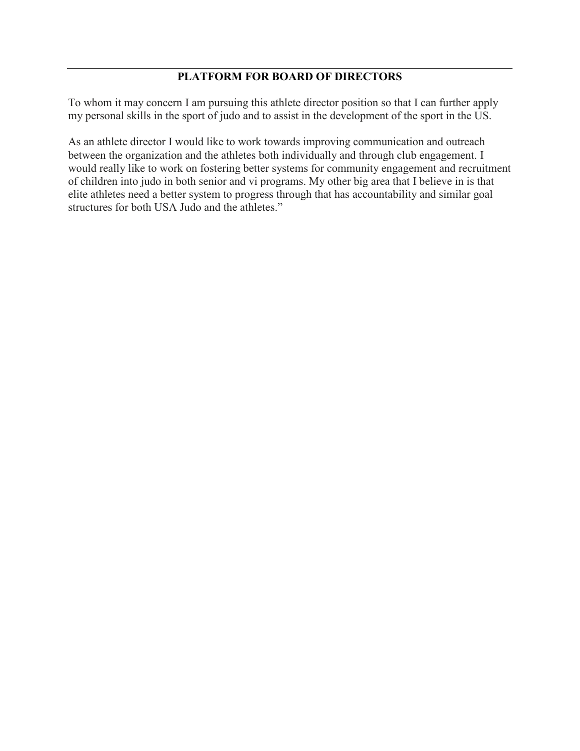---

**PLATFORM FOR BOARD OF DIRECTORS**

To whom it may concern I am pursuing this athlete director position so that I can further apply my personal skills in the sport of judo and to assist in the development of the sport in the US.

As an athlete director I would like to work towards improving communication and outreach between the organization and the athletes both individually and through club engagement. I would really like to work on fostering better systems for community engagement and recruitment of children into judo in both senior and vi programs. My other big area that I believe in is that elite athletes need a better system to progress through that has accountability and similar goal structures for both USA Judo and the athletes."